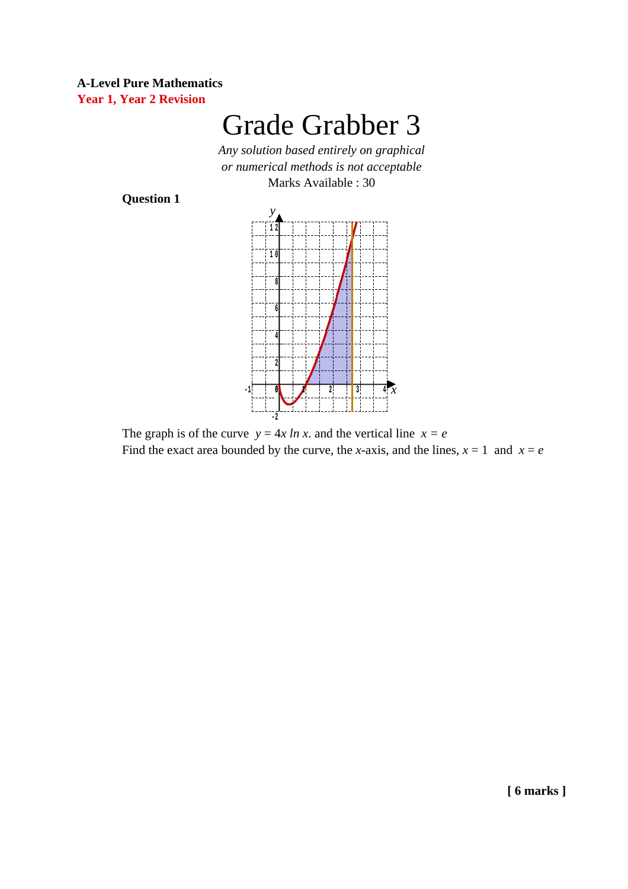**A-Level Pure Mathematics**
**Year 1, Year 2 Revision**

# Grade Grabber 3

*Any solution based entirely on graphical or numerical methods is not acceptable*

Marks Available : 30

**Question 1**

The graph is of the curve $y = 4x \ln x$. and the vertical line $x = e$

Find the exact area bounded by the curve, the $x$-axis, and the lines, $x = 1$ and $x = e$

**[ 6 marks ]**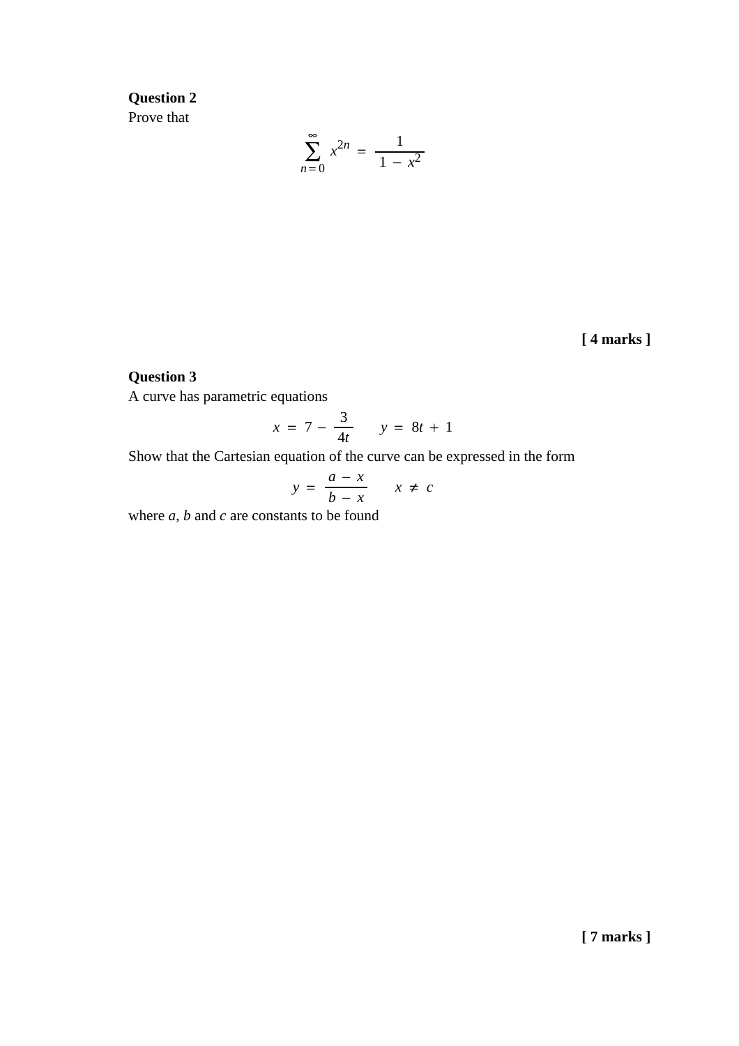**Question 2**

Prove that

$$\sum_{n=0}^{\infty} x^{2n} = \frac{1}{1 - x^2}$$

**[ 4 marks ]**

**Question 3**

A curve has parametric equations

$$x = 7 - \frac{3}{4t} \qquad y = 8t + 1$$

Show that the Cartesian equation of the curve can be expressed in the form

$$y = \frac{a - x}{b - x} \qquad x \neq c$$

where $a$, $b$ and $c$ are constants to be found

**[ 7 marks ]**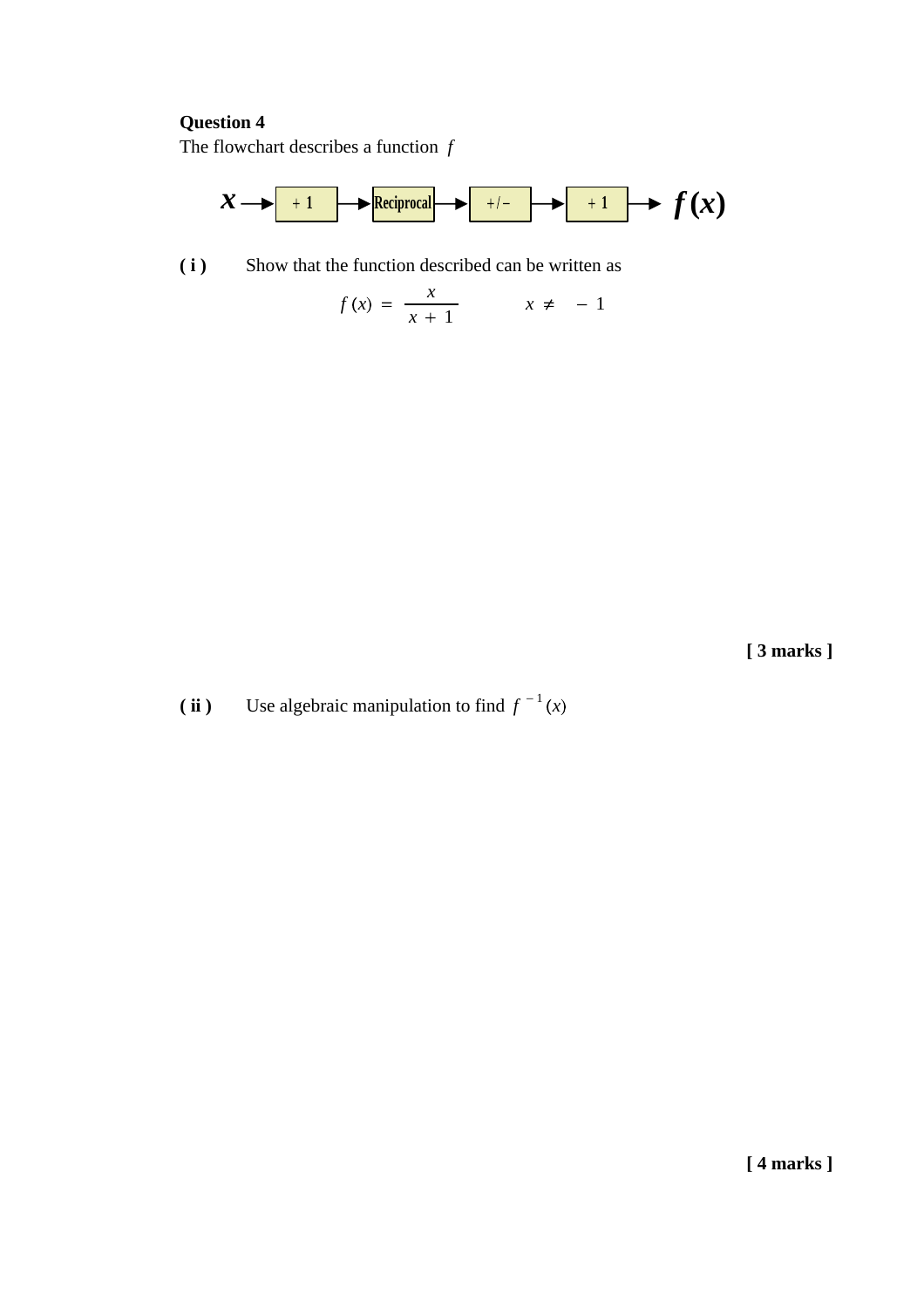**Question 4**

The flowchart describes a function $f$

$$x \longrightarrow \boxed{+\,1} \longrightarrow \boxed{\text{Reciprocal}} \longrightarrow \boxed{+/-} \longrightarrow \boxed{+\,1} \longrightarrow f(x)$$

**( i )** Show that the function described can be written as

$$f(x) = \frac{x}{x+1} \qquad x \neq -1$$

**[ 3 marks ]**

**( ii )** Use algebraic manipulation to find $f^{-1}(x)$

**[ 4 marks ]**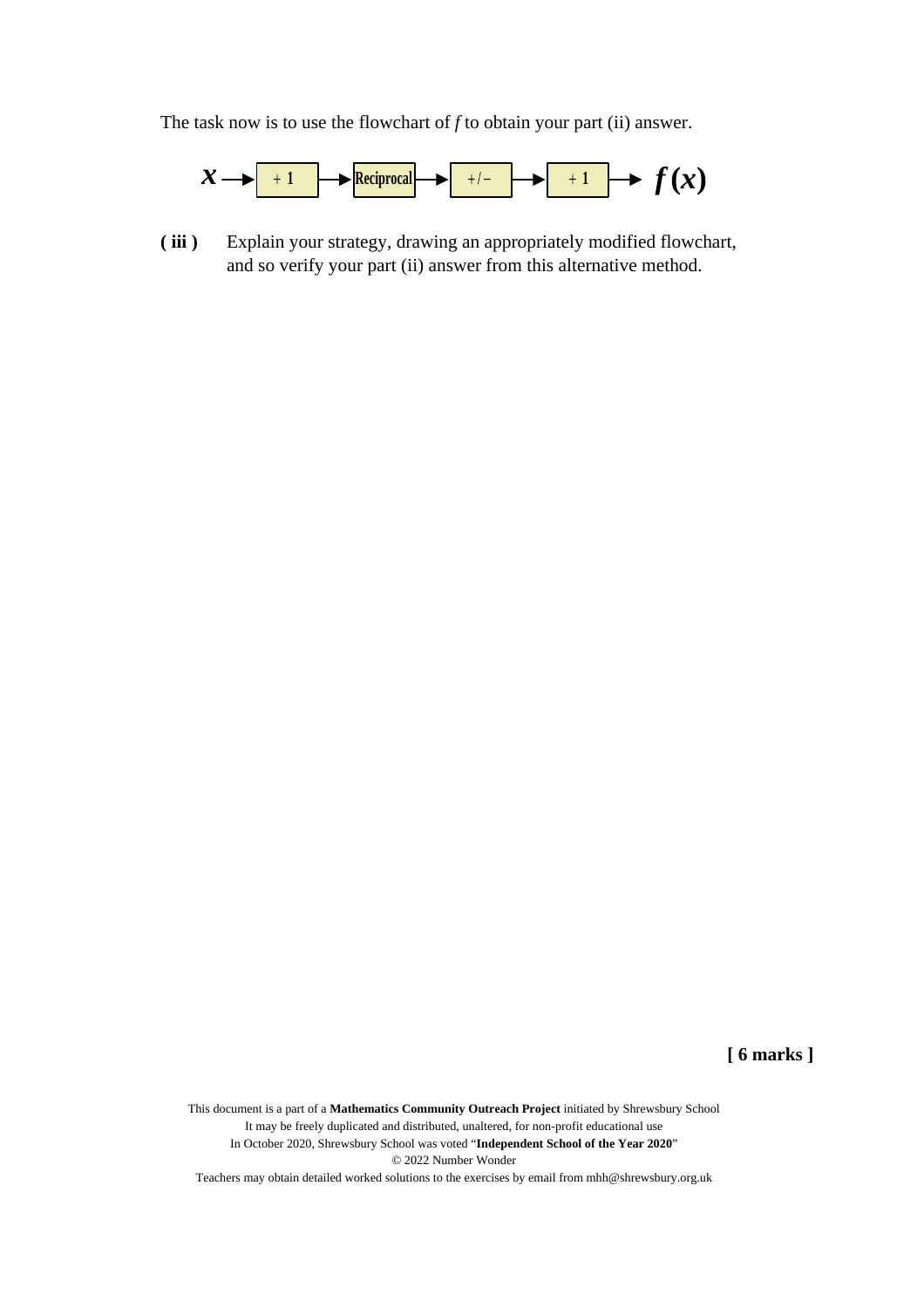The task now is to use the flowchart of *f* to obtain your part (ii) answer.

$x$ → [ + 1 ] → [ Reciprocal ] → [ +/− ] → [ + 1 ] → $f(x)$

**( iii )** Explain your strategy, drawing an appropriately modified flowchart, and so verify your part (ii) answer from this alternative method.

**[ 6 marks ]**

This document is a part of a **Mathematics Community Outreach Project** initiated by Shrewsbury School
It may be freely duplicated and distributed, unaltered, for non-profit educational use
In October 2020, Shrewsbury School was voted "**Independent School of the Year 2020**"
© 2022 Number Wonder
Teachers may obtain detailed worked solutions to the exercises by email from mhh@shrewsbury.org.uk